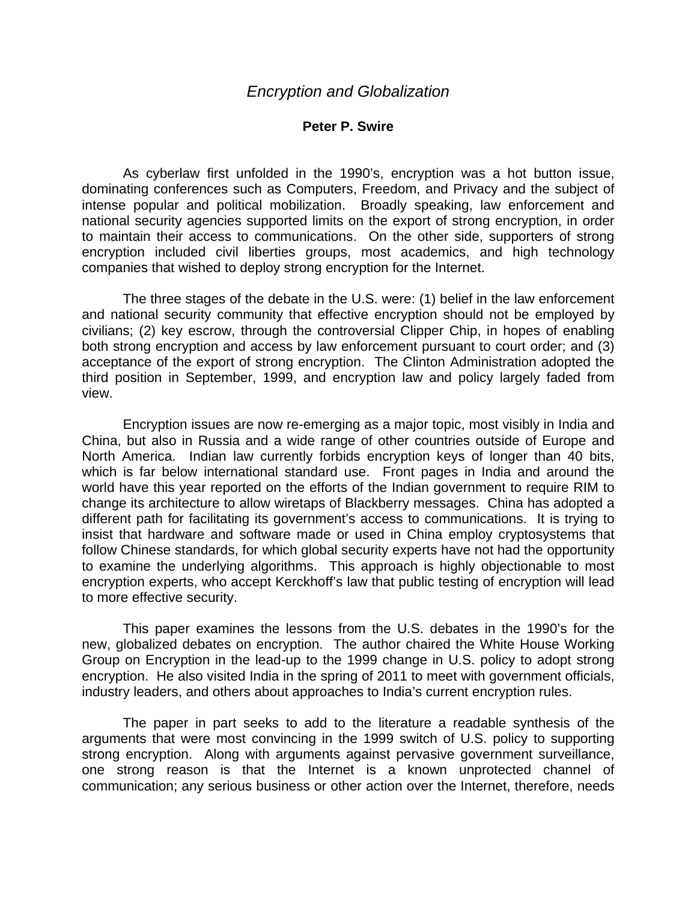# *Encryption and Globalization*

**Peter P. Swire**

As cyberlaw first unfolded in the 1990's, encryption was a hot button issue, dominating conferences such as Computers, Freedom, and Privacy and the subject of intense popular and political mobilization. Broadly speaking, law enforcement and national security agencies supported limits on the export of strong encryption, in order to maintain their access to communications. On the other side, supporters of strong encryption included civil liberties groups, most academics, and high technology companies that wished to deploy strong encryption for the Internet.

The three stages of the debate in the U.S. were: (1) belief in the law enforcement and national security community that effective encryption should not be employed by civilians; (2) key escrow, through the controversial Clipper Chip, in hopes of enabling both strong encryption and access by law enforcement pursuant to court order; and (3) acceptance of the export of strong encryption. The Clinton Administration adopted the third position in September, 1999, and encryption law and policy largely faded from view.

Encryption issues are now re-emerging as a major topic, most visibly in India and China, but also in Russia and a wide range of other countries outside of Europe and North America. Indian law currently forbids encryption keys of longer than 40 bits, which is far below international standard use. Front pages in India and around the world have this year reported on the efforts of the Indian government to require RIM to change its architecture to allow wiretaps of Blackberry messages. China has adopted a different path for facilitating its government's access to communications. It is trying to insist that hardware and software made or used in China employ cryptosystems that follow Chinese standards, for which global security experts have not had the opportunity to examine the underlying algorithms. This approach is highly objectionable to most encryption experts, who accept Kerckhoff's law that public testing of encryption will lead to more effective security.

This paper examines the lessons from the U.S. debates in the 1990's for the new, globalized debates on encryption. The author chaired the White House Working Group on Encryption in the lead-up to the 1999 change in U.S. policy to adopt strong encryption. He also visited India in the spring of 2011 to meet with government officials, industry leaders, and others about approaches to India's current encryption rules.

The paper in part seeks to add to the literature a readable synthesis of the arguments that were most convincing in the 1999 switch of U.S. policy to supporting strong encryption. Along with arguments against pervasive government surveillance, one strong reason is that the Internet is a known unprotected channel of communication; any serious business or other action over the Internet, therefore, needs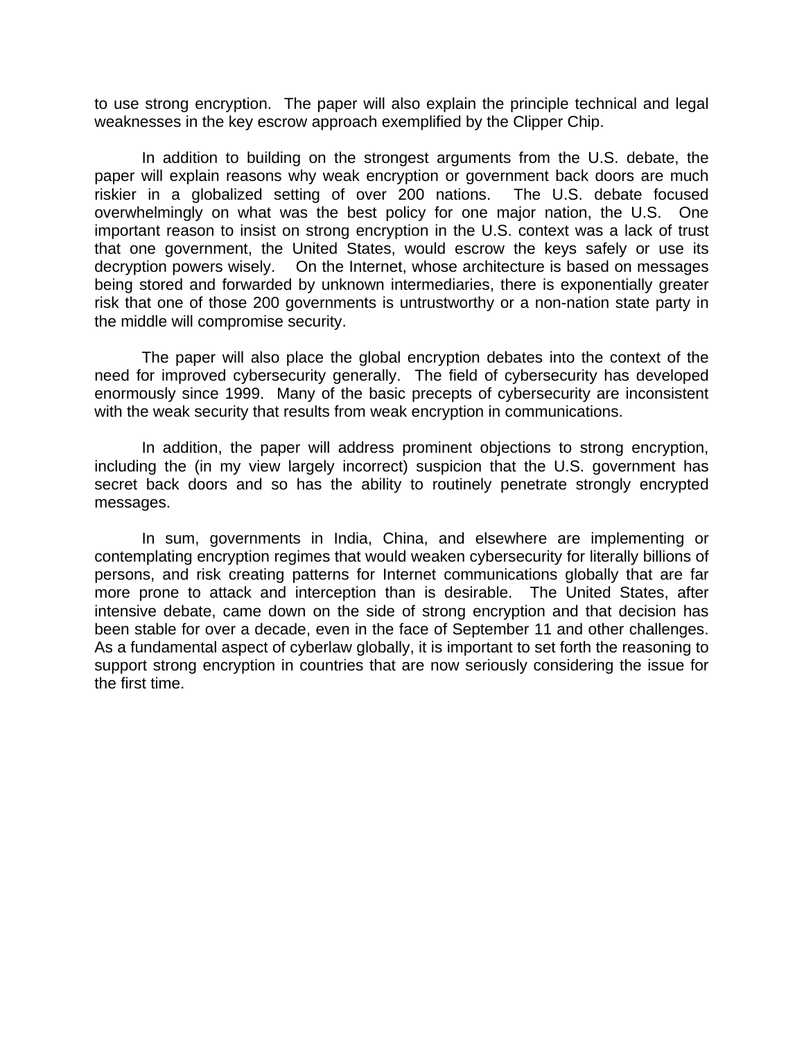to use strong encryption. The paper will also explain the principle technical and legal weaknesses in the key escrow approach exemplified by the Clipper Chip.

In addition to building on the strongest arguments from the U.S. debate, the paper will explain reasons why weak encryption or government back doors are much riskier in a globalized setting of over 200 nations. The U.S. debate focused overwhelmingly on what was the best policy for one major nation, the U.S. One important reason to insist on strong encryption in the U.S. context was a lack of trust that one government, the United States, would escrow the keys safely or use its decryption powers wisely. On the Internet, whose architecture is based on messages being stored and forwarded by unknown intermediaries, there is exponentially greater risk that one of those 200 governments is untrustworthy or a non-nation state party in the middle will compromise security.

The paper will also place the global encryption debates into the context of the need for improved cybersecurity generally. The field of cybersecurity has developed enormously since 1999. Many of the basic precepts of cybersecurity are inconsistent with the weak security that results from weak encryption in communications.

In addition, the paper will address prominent objections to strong encryption, including the (in my view largely incorrect) suspicion that the U.S. government has secret back doors and so has the ability to routinely penetrate strongly encrypted messages.

In sum, governments in India, China, and elsewhere are implementing or contemplating encryption regimes that would weaken cybersecurity for literally billions of persons, and risk creating patterns for Internet communications globally that are far more prone to attack and interception than is desirable. The United States, after intensive debate, came down on the side of strong encryption and that decision has been stable for over a decade, even in the face of September 11 and other challenges. As a fundamental aspect of cyberlaw globally, it is important to set forth the reasoning to support strong encryption in countries that are now seriously considering the issue for the first time.